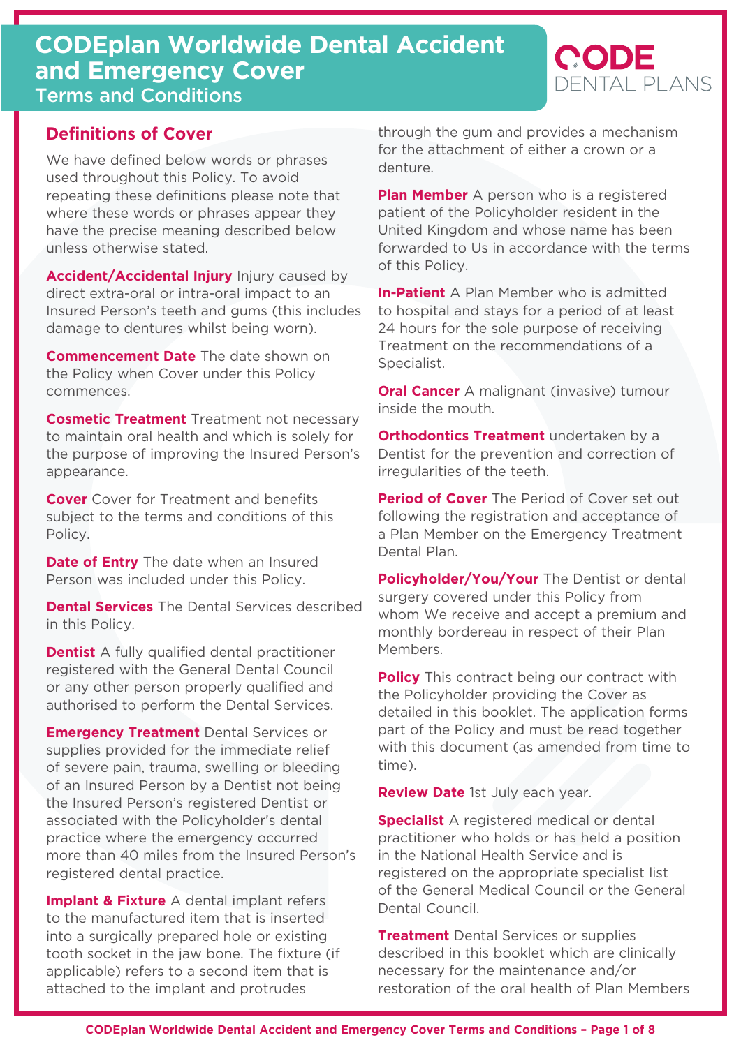# CODEplan Worldwide Dental Accident and Emergency Cover

## Terms and Conditions

CODE DENTAL PLANS

## Definitions of Cover

We have defined below words or phrases used throughout this Policy. To avoid repeating these definitions please note that where these words or phrases appear they have the precise meaning described below unless otherwise stated.

**Accident/Accidental Injury** Injury caused by direct extra-oral or intra-oral impact to an Insured Person's teeth and gums (this includes damage to dentures whilst being worn).

**Commencement Date** The date shown on the Policy when Cover under this Policy commences.

**Cosmetic Treatment** Treatment not necessary to maintain oral health and which is solely for the purpose of improving the Insured Person's appearance.

**Cover** Cover for Treatment and benefits subject to the terms and conditions of this Policy.

**Date of Entry** The date when an Insured Person was included under this Policy.

**Dental Services** The Dental Services described in this Policy.

**Dentist** A fully qualified dental practitioner registered with the General Dental Council or any other person properly qualified and authorised to perform the Dental Services.

**Emergency Treatment** Dental Services or supplies provided for the immediate relief of severe pain, trauma, swelling or bleeding of an Insured Person by a Dentist not being the Insured Person's registered Dentist or associated with the Policyholder's dental practice where the emergency occurred more than 40 miles from the Insured Person's registered dental practice.

**Implant & Fixture** A dental implant refers to the manufactured item that is inserted into a surgically prepared hole or existing tooth socket in the jaw bone. The fixture (if applicable) refers to a second item that is attached to the implant and protrudes through the gum and provides a mechanism for the attachment of either a crown or a denture.

**Plan Member** A person who is a registered patient of the Policyholder resident in the United Kingdom and whose name has been forwarded to Us in accordance with the terms of this Policy.

**In-Patient** A Plan Member who is admitted to hospital and stays for a period of at least 24 hours for the sole purpose of receiving Treatment on the recommendations of a Specialist.

**Oral Cancer** A malignant (invasive) tumour inside the mouth.

**Orthodontics Treatment** undertaken by a Dentist for the prevention and correction of irregularities of the teeth.

**Period of Cover** The Period of Cover set out following the registration and acceptance of a Plan Member on the Emergency Treatment Dental Plan.

**Policyholder/You/Your** The Dentist or dental surgery covered under this Policy from whom We receive and accept a premium and monthly bordereau in respect of their Plan Members.

**Policy** This contract being our contract with the Policyholder providing the Cover as detailed in this booklet. The application forms part of the Policy and must be read together with this document (as amended from time to time).

**Review Date** 1st July each year.

**Specialist** A registered medical or dental practitioner who holds or has held a position in the National Health Service and is registered on the appropriate specialist list of the General Medical Council or the General Dental Council.

**Treatment** Dental Services or supplies described in this booklet which are clinically necessary for the maintenance and/or restoration of the oral health of Plan Members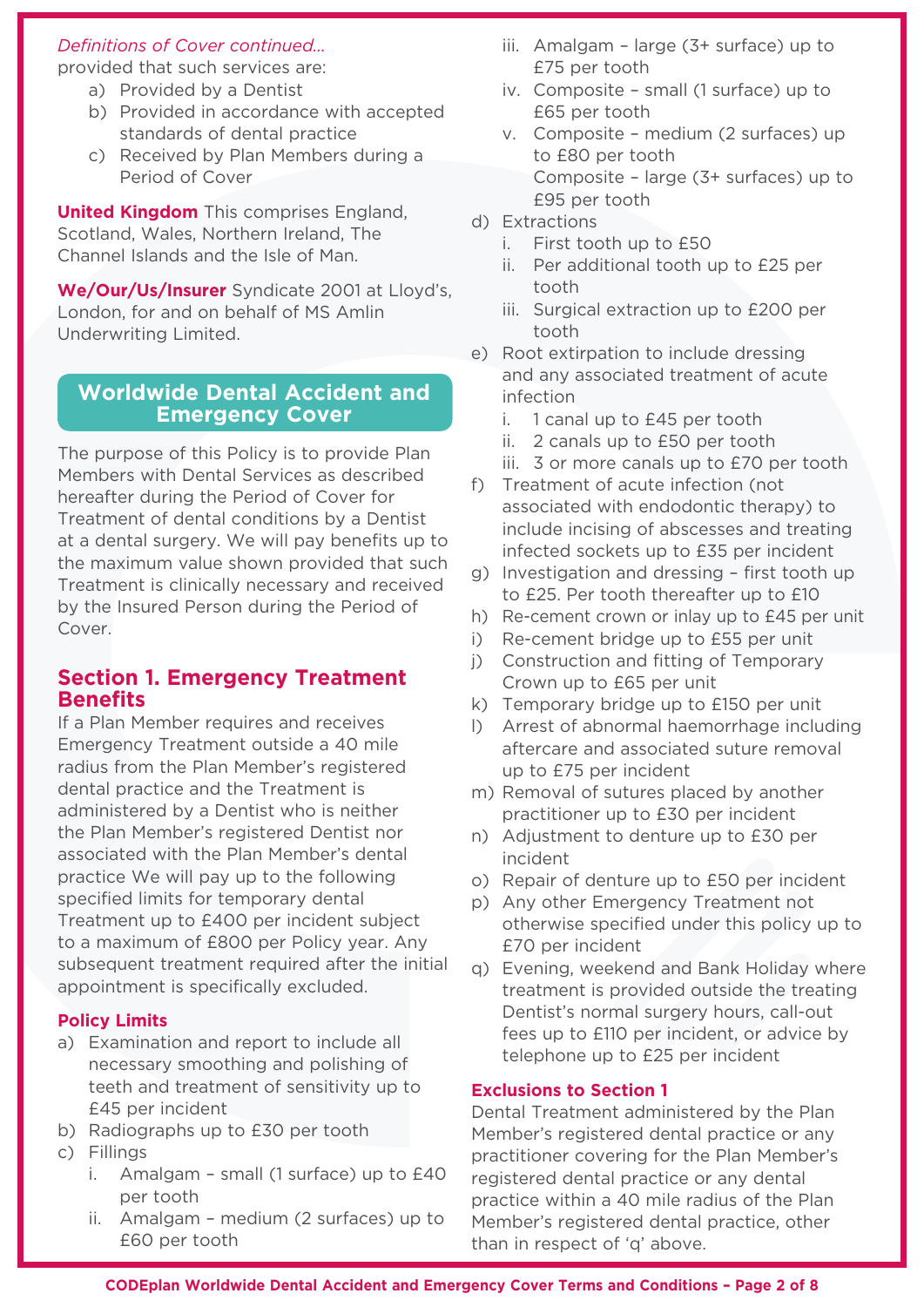*Definitions of Cover continued...*

provided that such services are:

a) Provided by a Dentist
b) Provided in accordance with accepted standards of dental practice
c) Received by Plan Members during a Period of Cover

**United Kingdom** This comprises England, Scotland, Wales, Northern Ireland, The Channel Islands and the Isle of Man.

**We/Our/Us/Insurer** Syndicate 2001 at Lloyd's, London, for and on behalf of MS Amlin Underwriting Limited.

## Worldwide Dental Accident and Emergency Cover

The purpose of this Policy is to provide Plan Members with Dental Services as described hereafter during the Period of Cover for Treatment of dental conditions by a Dentist at a dental surgery. We will pay benefits up to the maximum value shown provided that such Treatment is clinically necessary and received by the Insured Person during the Period of Cover.

## Section 1. Emergency Treatment Benefits

If a Plan Member requires and receives Emergency Treatment outside a 40 mile radius from the Plan Member's registered dental practice and the Treatment is administered by a Dentist who is neither the Plan Member's registered Dentist nor associated with the Plan Member's dental practice We will pay up to the following specified limits for temporary dental Treatment up to £400 per incident subject to a maximum of £800 per Policy year. Any subsequent treatment required after the initial appointment is specifically excluded.

### Policy Limits

a) Examination and report to include all necessary smoothing and polishing of teeth and treatment of sensitivity up to £45 per incident
b) Radiographs up to £30 per tooth
c) Fillings
   i. Amalgam – small (1 surface) up to £40 per tooth
   ii. Amalgam – medium (2 surfaces) up to £60 per tooth
   iii. Amalgam – large (3+ surface) up to £75 per tooth
   iv. Composite – small (1 surface) up to £65 per tooth
   v. Composite – medium (2 surfaces) up to £80 per tooth
   Composite – large (3+ surfaces) up to £95 per tooth
d) Extractions
   i. First tooth up to £50
   ii. Per additional tooth up to £25 per tooth
   iii. Surgical extraction up to £200 per tooth
e) Root extirpation to include dressing and any associated treatment of acute infection
   i. 1 canal up to £45 per tooth
   ii. 2 canals up to £50 per tooth
   iii. 3 or more canals up to £70 per tooth
f) Treatment of acute infection (not associated with endodontic therapy) to include incising of abscesses and treating infected sockets up to £35 per incident
g) Investigation and dressing – first tooth up to £25. Per tooth thereafter up to £10
h) Re-cement crown or inlay up to £45 per unit
i) Re-cement bridge up to £55 per unit
j) Construction and fitting of Temporary Crown up to £65 per unit
k) Temporary bridge up to £150 per unit
l) Arrest of abnormal haemorrhage including aftercare and associated suture removal up to £75 per incident
m) Removal of sutures placed by another practitioner up to £30 per incident
n) Adjustment to denture up to £30 per incident
o) Repair of denture up to £50 per incident
p) Any other Emergency Treatment not otherwise specified under this policy up to £70 per incident
q) Evening, weekend and Bank Holiday where treatment is provided outside the treating Dentist's normal surgery hours, call-out fees up to £110 per incident, or advice by telephone up to £25 per incident

### Exclusions to Section 1

Dental Treatment administered by the Plan Member's registered dental practice or any practitioner covering for the Plan Member's registered dental practice or any dental practice within a 40 mile radius of the Plan Member's registered dental practice, other than in respect of 'q' above.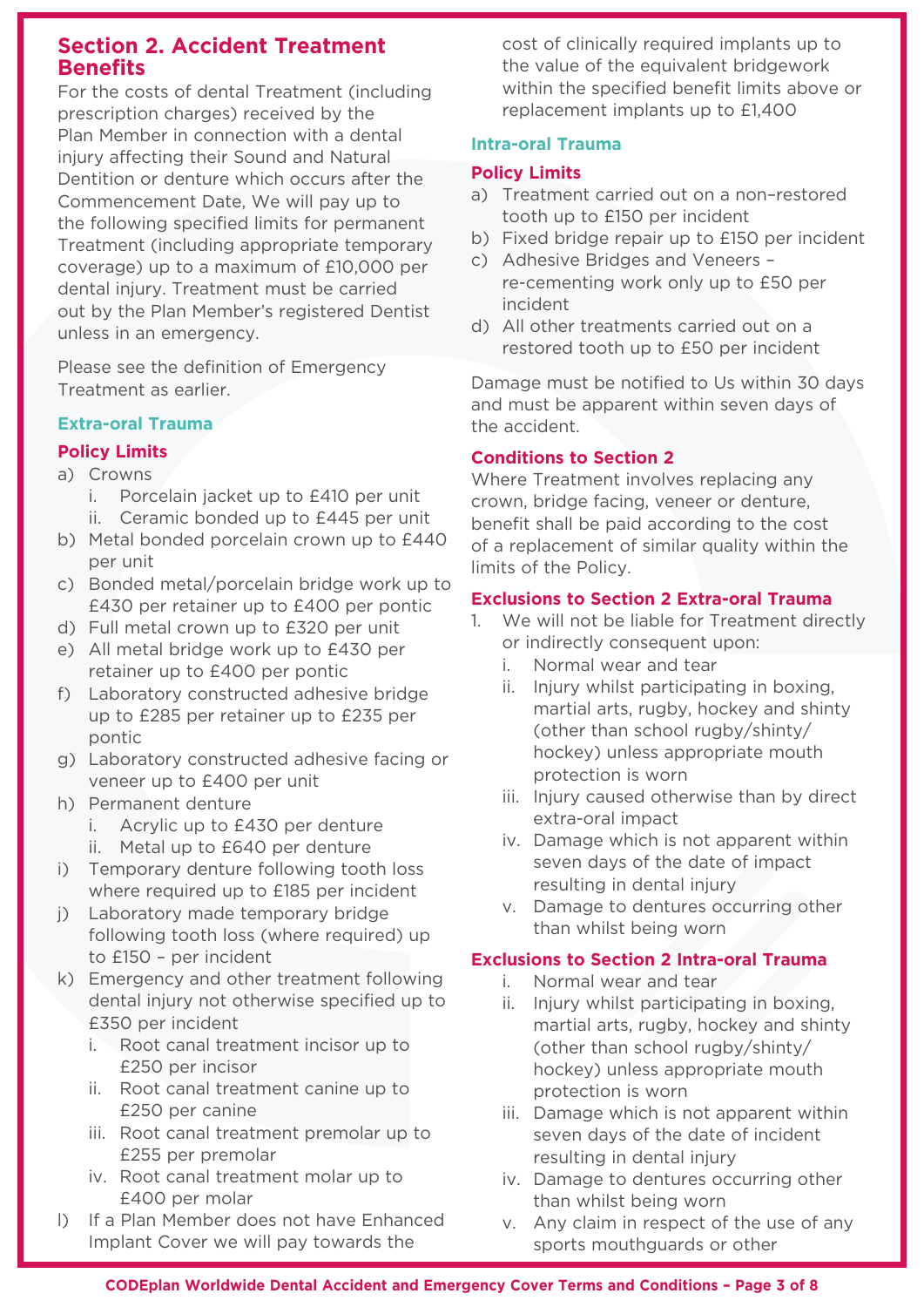## Section 2. Accident Treatment Benefits

For the costs of dental Treatment (including prescription charges) received by the Plan Member in connection with a dental injury affecting their Sound and Natural Dentition or denture which occurs after the Commencement Date, We will pay up to the following specified limits for permanent Treatment (including appropriate temporary coverage) up to a maximum of £10,000 per dental injury. Treatment must be carried out by the Plan Member's registered Dentist unless in an emergency.

Please see the definition of Emergency Treatment as earlier.

### Extra-oral Trauma

#### Policy Limits

a) Crowns
   i. Porcelain jacket up to £410 per unit
   ii. Ceramic bonded up to £445 per unit

b) Metal bonded porcelain crown up to £440 per unit

c) Bonded metal/porcelain bridge work up to £430 per retainer up to £400 per pontic

d) Full metal crown up to £320 per unit

e) All metal bridge work up to £430 per retainer up to £400 per pontic

f) Laboratory constructed adhesive bridge up to £285 per retainer up to £235 per pontic

g) Laboratory constructed adhesive facing or veneer up to £400 per unit

h) Permanent denture
   i. Acrylic up to £430 per denture
   ii. Metal up to £640 per denture

i) Temporary denture following tooth loss where required up to £185 per incident

j) Laboratory made temporary bridge following tooth loss (where required) up to £150 – per incident

k) Emergency and other treatment following dental injury not otherwise specified up to £350 per incident
   i. Root canal treatment incisor up to £250 per incisor
   ii. Root canal treatment canine up to £250 per canine
   iii. Root canal treatment premolar up to £255 per premolar
   iv. Root canal treatment molar up to £400 per molar

l) If a Plan Member does not have Enhanced Implant Cover we will pay towards the cost of clinically required implants up to the value of the equivalent bridgework within the specified benefit limits above or replacement implants up to £1,400

### Intra-oral Trauma

#### Policy Limits

a) Treatment carried out on a non–restored tooth up to £150 per incident

b) Fixed bridge repair up to £150 per incident

c) Adhesive Bridges and Veneers – re-cementing work only up to £50 per incident

d) All other treatments carried out on a restored tooth up to £50 per incident

Damage must be notified to Us within 30 days and must be apparent within seven days of the accident.

#### Conditions to Section 2

Where Treatment involves replacing any crown, bridge facing, veneer or denture, benefit shall be paid according to the cost of a replacement of similar quality within the limits of the Policy.

#### Exclusions to Section 2 Extra-oral Trauma

1. We will not be liable for Treatment directly or indirectly consequent upon:
   i. Normal wear and tear
   ii. Injury whilst participating in boxing, martial arts, rugby, hockey and shinty (other than school rugby/shinty/hockey) unless appropriate mouth protection is worn
   iii. Injury caused otherwise than by direct extra-oral impact
   iv. Damage which is not apparent within seven days of the date of impact resulting in dental injury
   v. Damage to dentures occurring other than whilst being worn

#### Exclusions to Section 2 Intra-oral Trauma

i. Normal wear and tear
ii. Injury whilst participating in boxing, martial arts, rugby, hockey and shinty (other than school rugby/shinty/hockey) unless appropriate mouth protection is worn
iii. Damage which is not apparent within seven days of the date of incident resulting in dental injury
iv. Damage to dentures occurring other than whilst being worn
v. Any claim in respect of the use of any sports mouthguards or other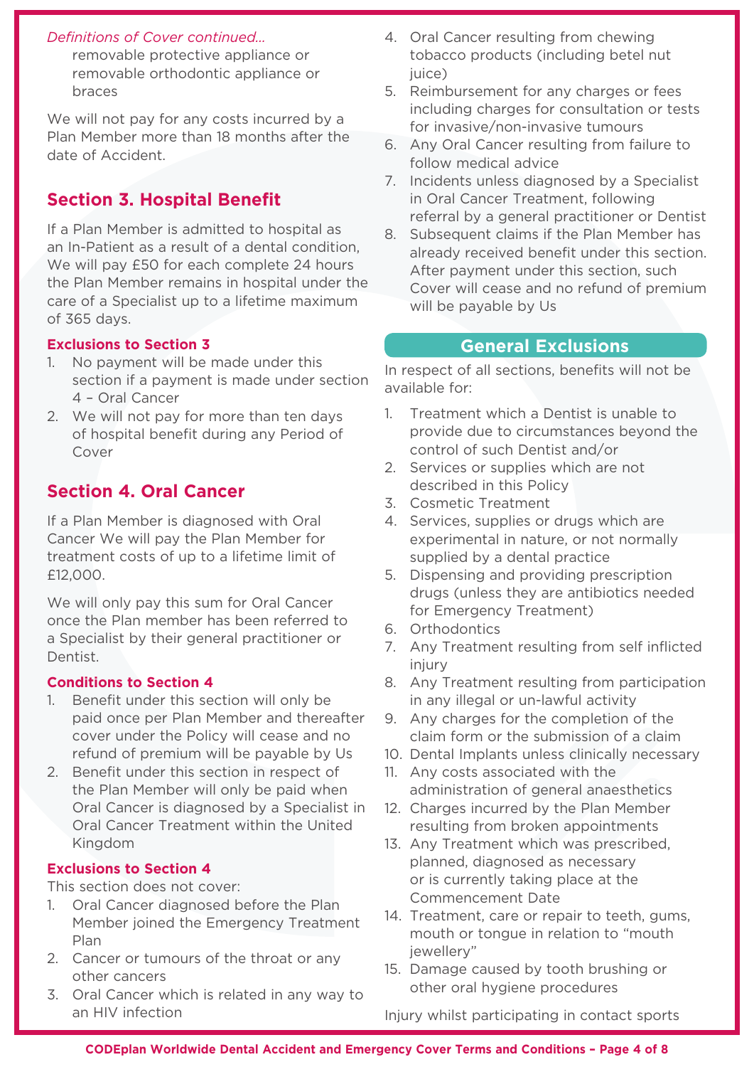*Definitions of Cover continued...*

removable protective appliance or removable orthodontic appliance or braces

We will not pay for any costs incurred by a Plan Member more than 18 months after the date of Accident.

## Section 3. Hospital Benefit

If a Plan Member is admitted to hospital as an In-Patient as a result of a dental condition, We will pay £50 for each complete 24 hours the Plan Member remains in hospital under the care of a Specialist up to a lifetime maximum of 365 days.

### Exclusions to Section 3

1. No payment will be made under this section if a payment is made under section 4 – Oral Cancer
2. We will not pay for more than ten days of hospital benefit during any Period of Cover

## Section 4. Oral Cancer

If a Plan Member is diagnosed with Oral Cancer We will pay the Plan Member for treatment costs of up to a lifetime limit of £12,000.

We will only pay this sum for Oral Cancer once the Plan member has been referred to a Specialist by their general practitioner or Dentist.

### Conditions to Section 4

1. Benefit under this section will only be paid once per Plan Member and thereafter cover under the Policy will cease and no refund of premium will be payable by Us
2. Benefit under this section in respect of the Plan Member will only be paid when Oral Cancer is diagnosed by a Specialist in Oral Cancer Treatment within the United Kingdom

### Exclusions to Section 4

This section does not cover:

1. Oral Cancer diagnosed before the Plan Member joined the Emergency Treatment Plan
2. Cancer or tumours of the throat or any other cancers
3. Oral Cancer which is related in any way to an HIV infection
4. Oral Cancer resulting from chewing tobacco products (including betel nut juice)
5. Reimbursement for any charges or fees including charges for consultation or tests for invasive/non-invasive tumours
6. Any Oral Cancer resulting from failure to follow medical advice
7. Incidents unless diagnosed by a Specialist in Oral Cancer Treatment, following referral by a general practitioner or Dentist
8. Subsequent claims if the Plan Member has already received benefit under this section. After payment under this section, such Cover will cease and no refund of premium will be payable by Us

## General Exclusions

In respect of all sections, benefits will not be available for:

1. Treatment which a Dentist is unable to provide due to circumstances beyond the control of such Dentist and/or
2. Services or supplies which are not described in this Policy
3. Cosmetic Treatment
4. Services, supplies or drugs which are experimental in nature, or not normally supplied by a dental practice
5. Dispensing and providing prescription drugs (unless they are antibiotics needed for Emergency Treatment)
6. Orthodontics
7. Any Treatment resulting from self inflicted injury
8. Any Treatment resulting from participation in any illegal or un-lawful activity
9. Any charges for the completion of the claim form or the submission of a claim
10. Dental Implants unless clinically necessary
11. Any costs associated with the administration of general anaesthetics
12. Charges incurred by the Plan Member resulting from broken appointments
13. Any Treatment which was prescribed, planned, diagnosed as necessary or is currently taking place at the Commencement Date
14. Treatment, care or repair to teeth, gums, mouth or tongue in relation to "mouth jewellery"
15. Damage caused by tooth brushing or other oral hygiene procedures

Injury whilst participating in contact sports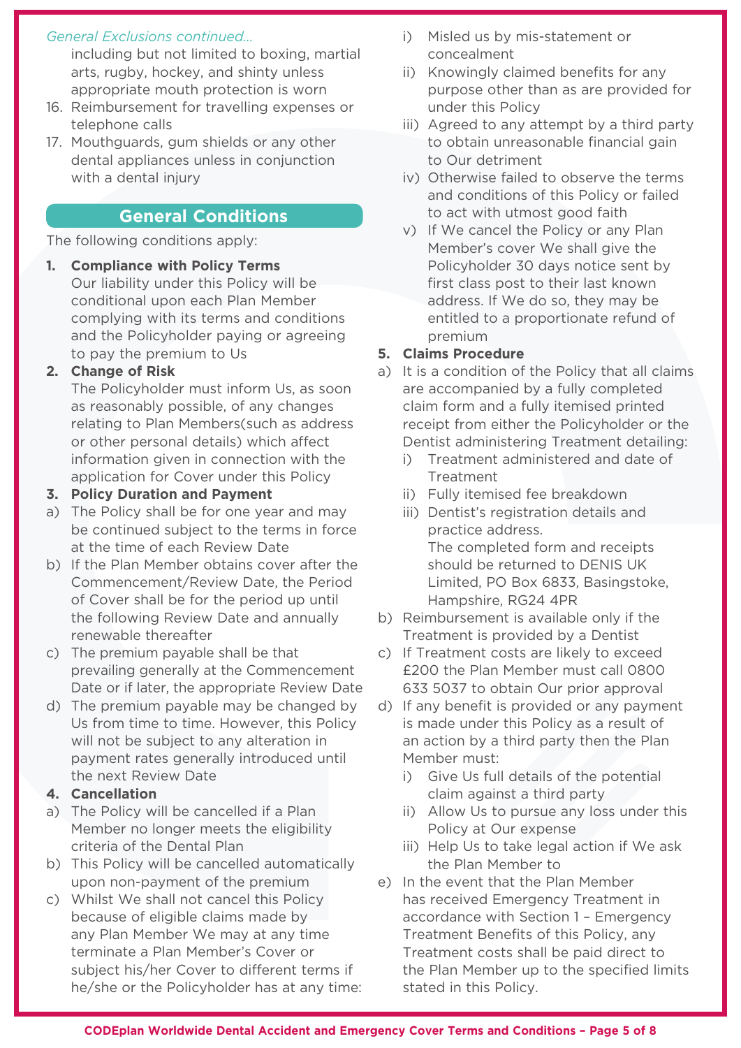*General Exclusions continued...*

including but not limited to boxing, martial arts, rugby, hockey, and shinty unless appropriate mouth protection is worn

16. Reimbursement for travelling expenses or telephone calls
17. Mouthguards, gum shields or any other dental appliances unless in conjunction with a dental injury

## General Conditions

The following conditions apply:

**1. Compliance with Policy Terms**

Our liability under this Policy will be conditional upon each Plan Member complying with its terms and conditions and the Policyholder paying or agreeing to pay the premium to Us

**2. Change of Risk**

The Policyholder must inform Us, as soon as reasonably possible, of any changes relating to Plan Members(such as address or other personal details) which affect information given in connection with the application for Cover under this Policy

**3. Policy Duration and Payment**

a) The Policy shall be for one year and may be continued subject to the terms in force at the time of each Review Date

b) If the Plan Member obtains cover after the Commencement/Review Date, the Period of Cover shall be for the period up until the following Review Date and annually renewable thereafter

c) The premium payable shall be that prevailing generally at the Commencement Date or if later, the appropriate Review Date

d) The premium payable may be changed by Us from time to time. However, this Policy will not be subject to any alteration in payment rates generally introduced until the next Review Date

**4. Cancellation**

a) The Policy will be cancelled if a Plan Member no longer meets the eligibility criteria of the Dental Plan

b) This Policy will be cancelled automatically upon non-payment of the premium

c) Whilst We shall not cancel this Policy because of eligible claims made by any Plan Member We may at any time terminate a Plan Member's Cover or subject his/her Cover to different terms if he/she or the Policyholder has at any time:

   i) Misled us by mis-statement or concealment

   ii) Knowingly claimed benefits for any purpose other than as are provided for under this Policy

   iii) Agreed to any attempt by a third party to obtain unreasonable financial gain to Our detriment

   iv) Otherwise failed to observe the terms and conditions of this Policy or failed to act with utmost good faith

   v) If We cancel the Policy or any Plan Member's cover We shall give the Policyholder 30 days notice sent by first class post to their last known address. If We do so, they may be entitled to a proportionate refund of premium

**5. Claims Procedure**

a) It is a condition of the Policy that all claims are accompanied by a fully completed claim form and a fully itemised printed receipt from either the Policyholder or the Dentist administering Treatment detailing:

   i) Treatment administered and date of Treatment

   ii) Fully itemised fee breakdown

   iii) Dentist's registration details and practice address.

   The completed form and receipts should be returned to DENIS UK Limited, PO Box 6833, Basingstoke, Hampshire, RG24 4PR

b) Reimbursement is available only if the Treatment is provided by a Dentist

c) If Treatment costs are likely to exceed £200 the Plan Member must call 0800 633 5037 to obtain Our prior approval

d) If any benefit is provided or any payment is made under this Policy as a result of an action by a third party then the Plan Member must:

   i) Give Us full details of the potential claim against a third party

   ii) Allow Us to pursue any loss under this Policy at Our expense

   iii) Help Us to take legal action if We ask the Plan Member to

e) In the event that the Plan Member has received Emergency Treatment in accordance with Section 1 – Emergency Treatment Benefits of this Policy, any Treatment costs shall be paid direct to the Plan Member up to the specified limits stated in this Policy.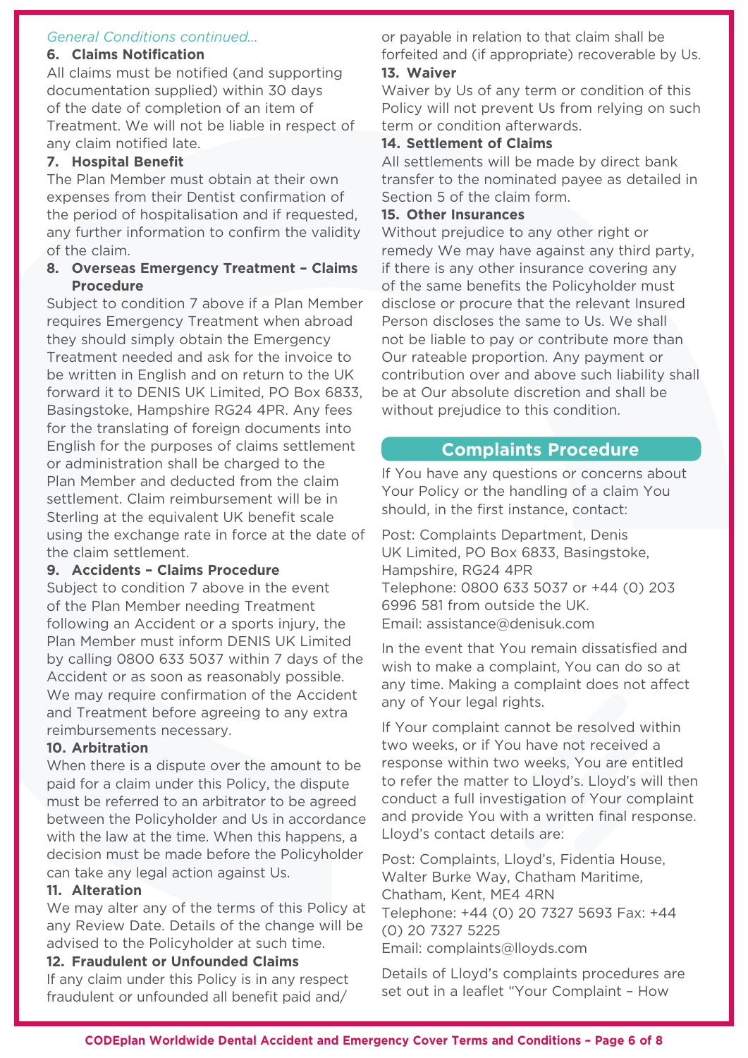*General Conditions continued...*

### 6. Claims Notification

All claims must be notified (and supporting documentation supplied) within 30 days of the date of completion of an item of Treatment. We will not be liable in respect of any claim notified late.

### 7. Hospital Benefit

The Plan Member must obtain at their own expenses from their Dentist confirmation of the period of hospitalisation and if requested, any further information to confirm the validity of the claim.

### 8. Overseas Emergency Treatment – Claims Procedure

Subject to condition 7 above if a Plan Member requires Emergency Treatment when abroad they should simply obtain the Emergency Treatment needed and ask for the invoice to be written in English and on return to the UK forward it to DENIS UK Limited, PO Box 6833, Basingstoke, Hampshire RG24 4PR. Any fees for the translating of foreign documents into English for the purposes of claims settlement or administration shall be charged to the Plan Member and deducted from the claim settlement. Claim reimbursement will be in Sterling at the equivalent UK benefit scale using the exchange rate in force at the date of the claim settlement.

### 9. Accidents – Claims Procedure

Subject to condition 7 above in the event of the Plan Member needing Treatment following an Accident or a sports injury, the Plan Member must inform DENIS UK Limited by calling 0800 633 5037 within 7 days of the Accident or as soon as reasonably possible. We may require confirmation of the Accident and Treatment before agreeing to any extra reimbursements necessary.

### 10. Arbitration

When there is a dispute over the amount to be paid for a claim under this Policy, the dispute must be referred to an arbitrator to be agreed between the Policyholder and Us in accordance with the law at the time. When this happens, a decision must be made before the Policyholder can take any legal action against Us.

### 11. Alteration

We may alter any of the terms of this Policy at any Review Date. Details of the change will be advised to the Policyholder at such time.

### 12. Fraudulent or Unfounded Claims

If any claim under this Policy is in any respect fraudulent or unfounded all benefit paid and/or payable in relation to that claim shall be forfeited and (if appropriate) recoverable by Us.

### 13. Waiver

Waiver by Us of any term or condition of this Policy will not prevent Us from relying on such term or condition afterwards.

### 14. Settlement of Claims

All settlements will be made by direct bank transfer to the nominated payee as detailed in Section 5 of the claim form.

### 15. Other Insurances

Without prejudice to any other right or remedy We may have against any third party, if there is any other insurance covering any of the same benefits the Policyholder must disclose or procure that the relevant Insured Person discloses the same to Us. We shall not be liable to pay or contribute more than Our rateable proportion. Any payment or contribution over and above such liability shall be at Our absolute discretion and shall be without prejudice to this condition.

## Complaints Procedure

If You have any questions or concerns about Your Policy or the handling of a claim You should, in the first instance, contact:

Post: Complaints Department, Denis UK Limited, PO Box 6833, Basingstoke, Hampshire, RG24 4PR
Telephone: 0800 633 5037 or +44 (0) 203 6996 581 from outside the UK.
Email: assistance@denisuk.com

In the event that You remain dissatisfied and wish to make a complaint, You can do so at any time. Making a complaint does not affect any of Your legal rights.

If Your complaint cannot be resolved within two weeks, or if You have not received a response within two weeks, You are entitled to refer the matter to Lloyd's. Lloyd's will then conduct a full investigation of Your complaint and provide You with a written final response. Lloyd's contact details are:

Post: Complaints, Lloyd's, Fidentia House, Walter Burke Way, Chatham Maritime, Chatham, Kent, ME4 4RN
Telephone: +44 (0) 20 7327 5693 Fax: +44 (0) 20 7327 5225
Email: complaints@lloyds.com

Details of Lloyd's complaints procedures are set out in a leaflet "Your Complaint – How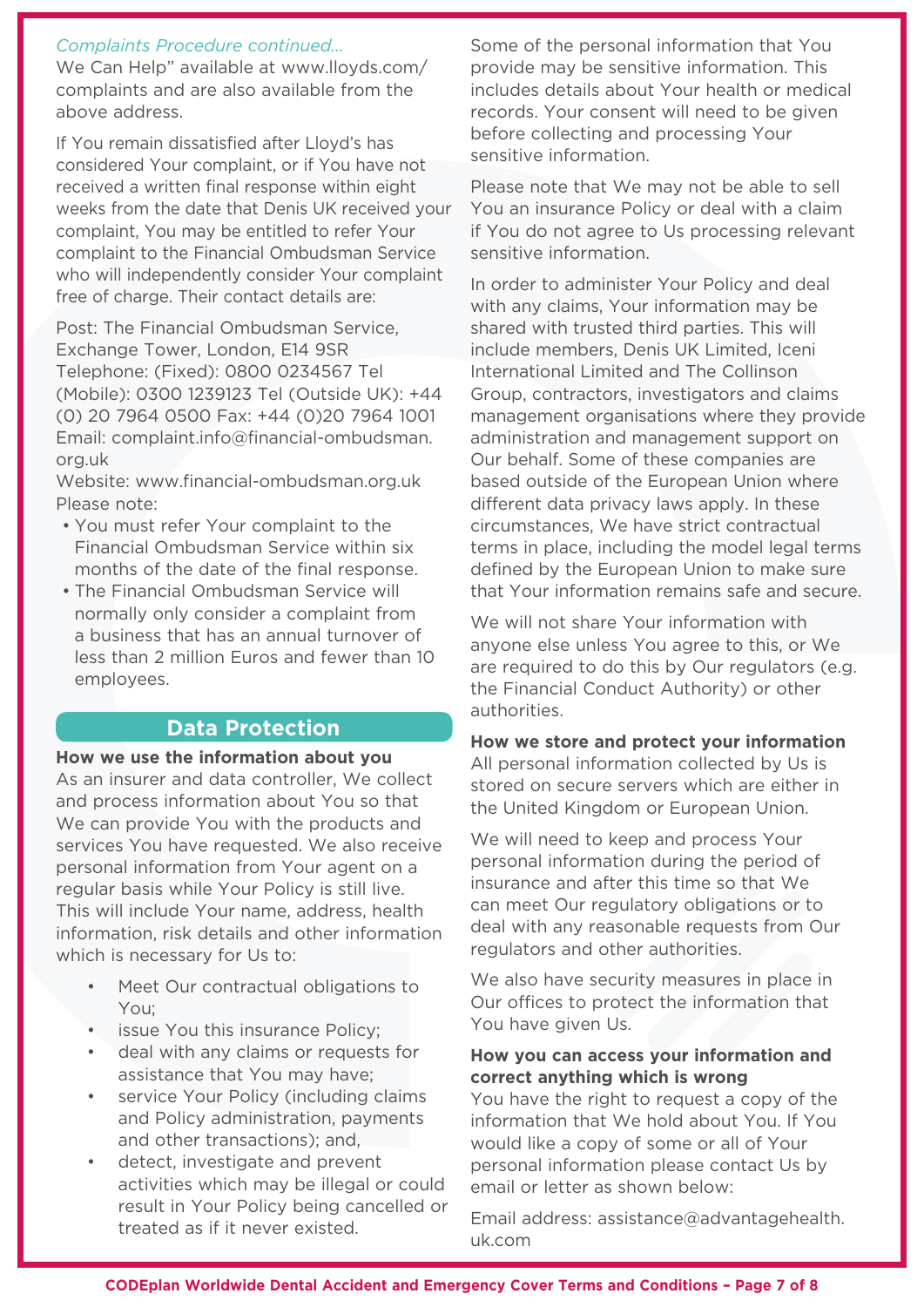*Complaints Procedure continued...*

We Can Help" available at www.lloyds.com/complaints and are also available from the above address.

If You remain dissatisfied after Lloyd's has considered Your complaint, or if You have not received a written final response within eight weeks from the date that Denis UK received your complaint, You may be entitled to refer Your complaint to the Financial Ombudsman Service who will independently consider Your complaint free of charge. Their contact details are:

Post: The Financial Ombudsman Service, Exchange Tower, London, E14 9SR
Telephone: (Fixed): 0800 0234567 Tel (Mobile): 0300 1239123 Tel (Outside UK): +44 (0) 20 7964 0500 Fax: +44 (0)20 7964 1001
Email: complaint.info@financial-ombudsman.org.uk
Website: www.financial-ombudsman.org.uk
Please note:

- You must refer Your complaint to the Financial Ombudsman Service within six months of the date of the final response.
- The Financial Ombudsman Service will normally only consider a complaint from a business that has an annual turnover of less than 2 million Euros and fewer than 10 employees.

## Data Protection

**How we use the information about you**

As an insurer and data controller, We collect and process information about You so that We can provide You with the products and services You have requested. We also receive personal information from Your agent on a regular basis while Your Policy is still live. This will include Your name, address, health information, risk details and other information which is necessary for Us to:

- Meet Our contractual obligations to You;
- issue You this insurance Policy;
- deal with any claims or requests for assistance that You may have;
- service Your Policy (including claims and Policy administration, payments and other transactions); and,
- detect, investigate and prevent activities which may be illegal or could result in Your Policy being cancelled or treated as if it never existed.

Some of the personal information that You provide may be sensitive information. This includes details about Your health or medical records. Your consent will need to be given before collecting and processing Your sensitive information.

Please note that We may not be able to sell You an insurance Policy or deal with a claim if You do not agree to Us processing relevant sensitive information.

In order to administer Your Policy and deal with any claims, Your information may be shared with trusted third parties. This will include members, Denis UK Limited, Iceni International Limited and The Collinson Group, contractors, investigators and claims management organisations where they provide administration and management support on Our behalf. Some of these companies are based outside of the European Union where different data privacy laws apply. In these circumstances, We have strict contractual terms in place, including the model legal terms defined by the European Union to make sure that Your information remains safe and secure.

We will not share Your information with anyone else unless You agree to this, or We are required to do this by Our regulators (e.g. the Financial Conduct Authority) or other authorities.

**How we store and protect your information**

All personal information collected by Us is stored on secure servers which are either in the United Kingdom or European Union.

We will need to keep and process Your personal information during the period of insurance and after this time so that We can meet Our regulatory obligations or to deal with any reasonable requests from Our regulators and other authorities.

We also have security measures in place in Our offices to protect the information that You have given Us.

**How you can access your information and correct anything which is wrong**

You have the right to request a copy of the information that We hold about You. If You would like a copy of some or all of Your personal information please contact Us by email or letter as shown below:

Email address: assistance@advantagehealth.uk.com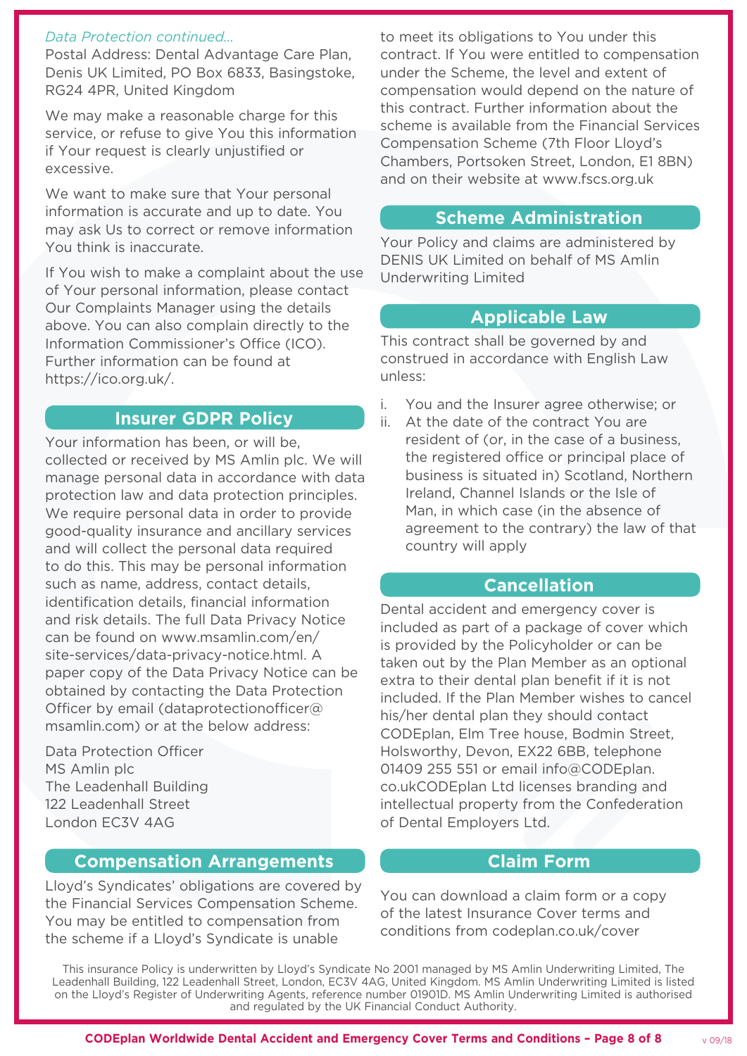*Data Protection continued...*

Postal Address: Dental Advantage Care Plan, Denis UK Limited, PO Box 6833, Basingstoke, RG24 4PR, United Kingdom

We may make a reasonable charge for this service, or refuse to give You this information if Your request is clearly unjustified or excessive.

We want to make sure that Your personal information is accurate and up to date. You may ask Us to correct or remove information You think is inaccurate.

If You wish to make a complaint about the use of Your personal information, please contact Our Complaints Manager using the details above. You can also complain directly to the Information Commissioner's Office (ICO). Further information can be found at https://ico.org.uk/.

## Insurer GDPR Policy

Your information has been, or will be, collected or received by MS Amlin plc. We will manage personal data in accordance with data protection law and data protection principles. We require personal data in order to provide good-quality insurance and ancillary services and will collect the personal data required to do this. This may be personal information such as name, address, contact details, identification details, financial information and risk details. The full Data Privacy Notice can be found on www.msamlin.com/en/site-services/data-privacy-notice.html. A paper copy of the Data Privacy Notice can be obtained by contacting the Data Protection Officer by email (dataprotectionofficer@msamlin.com) or at the below address:

Data Protection Officer
MS Amlin plc
The Leadenhall Building
122 Leadenhall Street
London EC3V 4AG

## Compensation Arrangements

Lloyd's Syndicates' obligations are covered by the Financial Services Compensation Scheme. You may be entitled to compensation from the scheme if a Lloyd's Syndicate is unable to meet its obligations to You under this contract. If You were entitled to compensation under the Scheme, the level and extent of compensation would depend on the nature of this contract. Further information about the scheme is available from the Financial Services Compensation Scheme (7th Floor Lloyd's Chambers, Portsoken Street, London, E1 8BN) and on their website at www.fscs.org.uk

## Scheme Administration

Your Policy and claims are administered by DENIS UK Limited on behalf of MS Amlin Underwriting Limited

## Applicable Law

This contract shall be governed by and construed in accordance with English Law unless:

i. You and the Insurer agree otherwise; or
ii. At the date of the contract You are resident of (or, in the case of a business, the registered office or principal place of business is situated in) Scotland, Northern Ireland, Channel Islands or the Isle of Man, in which case (in the absence of agreement to the contrary) the law of that country will apply

## Cancellation

Dental accident and emergency cover is included as part of a package of cover which is provided by the Policyholder or can be taken out by the Plan Member as an optional extra to their dental plan benefit if it is not included. If the Plan Member wishes to cancel his/her dental plan they should contact CODEplan, Elm Tree house, Bodmin Street, Holsworthy, Devon, EX22 6BB, telephone 01409 255 551 or email info@CODEplan.co.ukCODEplan Ltd licenses branding and intellectual property from the Confederation of Dental Employers Ltd.

## Claim Form

You can download a claim form or a copy of the latest Insurance Cover terms and conditions from codeplan.co.uk/cover

This insurance Policy is underwritten by Lloyd's Syndicate No 2001 managed by MS Amlin Underwriting Limited, The Leadenhall Building, 122 Leadenhall Street, London, EC3V 4AG, United Kingdom. MS Amlin Underwriting Limited is listed on the Lloyd's Register of Underwriting Agents, reference number 01901D. MS Amlin Underwriting Limited is authorised and regulated by the UK Financial Conduct Authority.